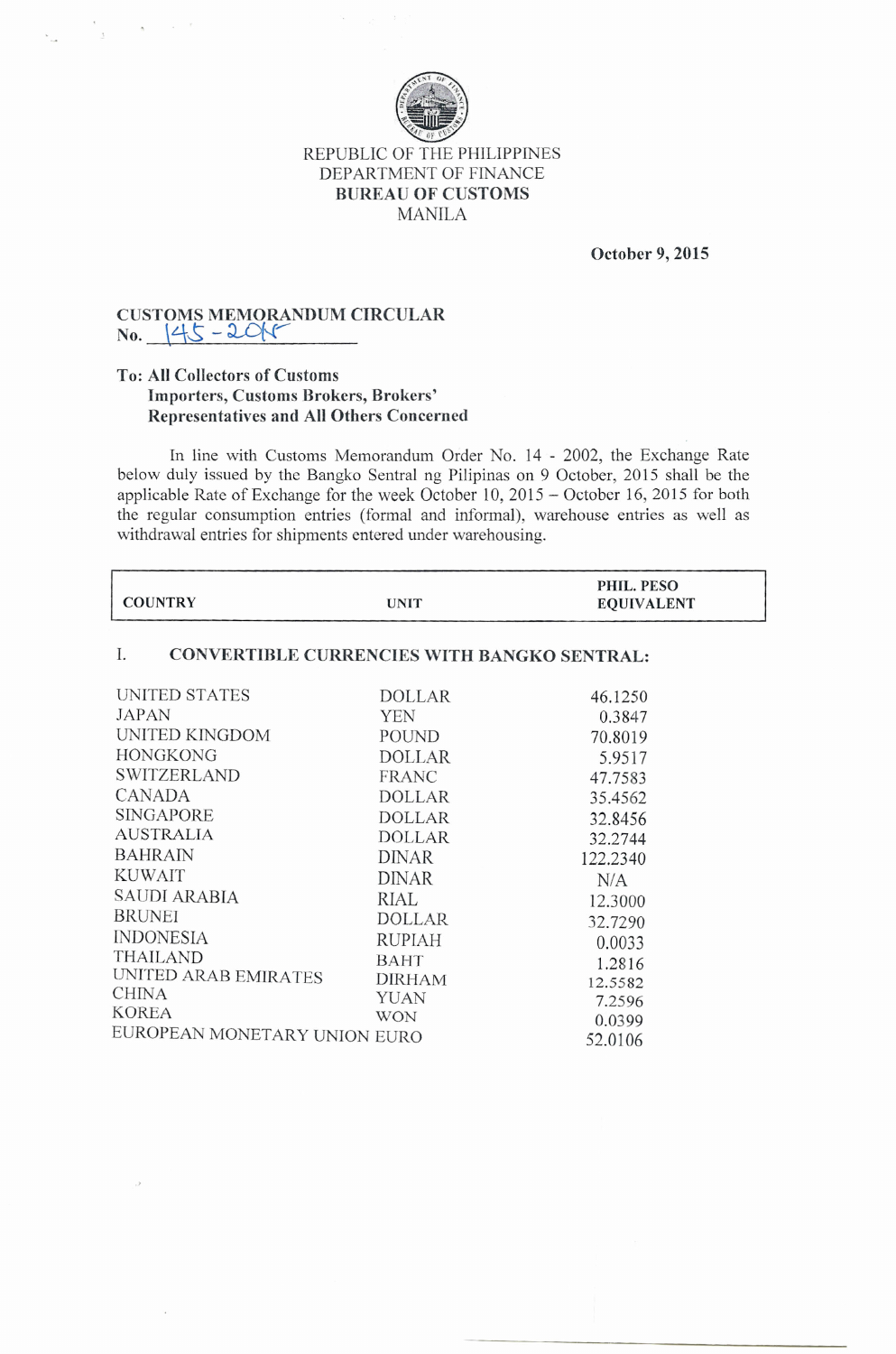REPUBLIC OF THE PHILIPPINES
DEPARTMENT OF FINANCE
**BUREAU OF CUSTOMS**
MANILA

**October 9, 2015**

**CUSTOMS MEMORANDUM CIRCULAR**
**No. 145 - 2015**

**To: All Collectors of Customs**
**Importers, Customs Brokers, Brokers' Representatives and All Others Concerned**

In line with Customs Memorandum Order No. 14 - 2002, the Exchange Rate below duly issued by the Bangko Sentral ng Pilipinas on 9 October, 2015 shall be the applicable Rate of Exchange for the week October 10, 2015 – October 16, 2015 for both the regular consumption entries (formal and informal), warehouse entries as well as withdrawal entries for shipments entered under warehousing.

| COUNTRY | UNIT | PHIL. PESO EQUIVALENT |
|---|---|---|
| **I. CONVERTIBLE CURRENCIES WITH BANGKO SENTRAL:** | | |
| UNITED STATES | DOLLAR | 46.1250 |
| JAPAN | YEN | 0.3847 |
| UNITED KINGDOM | POUND | 70.8019 |
| HONGKONG | DOLLAR | 5.9517 |
| SWITZERLAND | FRANC | 47.7583 |
| CANADA | DOLLAR | 35.4562 |
| SINGAPORE | DOLLAR | 32.8456 |
| AUSTRALIA | DOLLAR | 32.2744 |
| BAHRAIN | DINAR | 122.2340 |
| KUWAIT | DINAR | N/A |
| SAUDI ARABIA | RIAL | 12.3000 |
| BRUNEI | DOLLAR | 32.7290 |
| INDONESIA | RUPIAH | 0.0033 |
| THAILAND | BAHT | 1.2816 |
| UNITED ARAB EMIRATES | DIRHAM | 12.5582 |
| CHINA | YUAN | 7.2596 |
| KOREA | WON | 0.0399 |
| EUROPEAN MONETARY UNION | EURO | 52.0106 |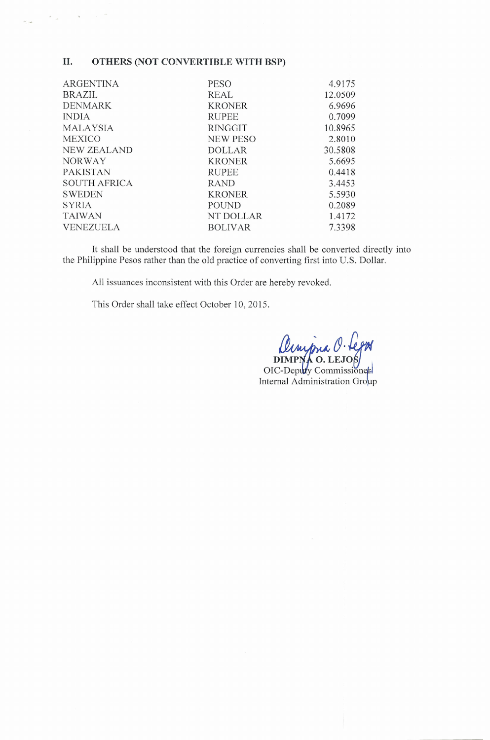## II. OTHERS (NOT CONVERTIBLE WITH BSP)

| | | |
|---|---|---|
| ARGENTINA | PESO | 4.9175 |
| BRAZIL | REAL | 12.0509 |
| DENMARK | KRONER | 6.9696 |
| INDIA | RUPEE | 0.7099 |
| MALAYSIA | RINGGIT | 10.8965 |
| MEXICO | NEW PESO | 2.8010 |
| NEW ZEALAND | DOLLAR | 30.5808 |
| NORWAY | KRONER | 5.6695 |
| PAKISTAN | RUPEE | 0.4418 |
| SOUTH AFRICA | RAND | 3.4453 |
| SWEDEN | KRONER | 5.5930 |
| SYRIA | POUND | 0.2089 |
| TAIWAN | NT DOLLAR | 1.4172 |
| VENEZUELA | BOLIVAR | 7.3398 |

It shall be understood that the foreign currencies shall be converted directly into the Philippine Pesos rather than the old practice of converting first into U.S. Dollar.

All issuances inconsistent with this Order are hereby revoked.

This Order shall take effect October 10, 2015.

**DIMPNA O. LEJOS**
OIC-Deputy Commissioner
Internal Administration Group